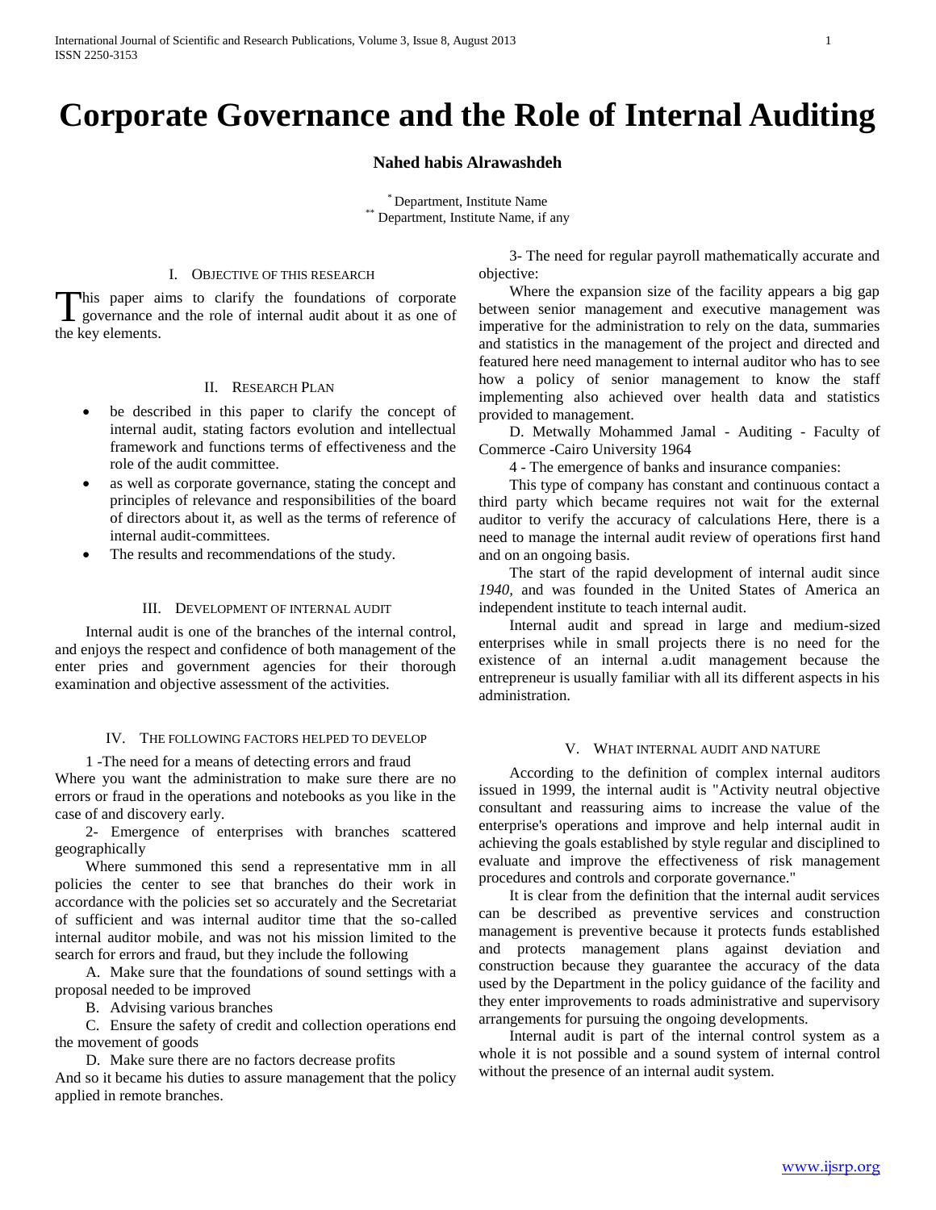# Corporate Governance and the Role of Internal Auditing

**Nahed habis Alrawashdeh**

[*] Department, Institute Name
[**] Department, Institute Name, if any

## I. Objective of this Research

This paper aims to clarify the foundations of corporate governance and the role of internal audit about it as one of the key elements.

## II. Research Plan

- be described in this paper to clarify the concept of internal audit, stating factors evolution and intellectual framework and functions terms of effectiveness and the role of the audit committee.
- as well as corporate governance, stating the concept and principles of relevance and responsibilities of the board of directors about it, as well as the terms of reference of internal audit-committees.
- The results and recommendations of the study.

## III. Development of Internal Audit

Internal audit is one of the branches of the internal control, and enjoys the respect and confidence of both management of the enter pries and government agencies for their thorough examination and objective assessment of the activities.

## IV. The Following Factors Helped to Develop

1 -The need for a means of detecting errors and fraud
Where you want the administration to make sure there are no errors or fraud in the operations and notebooks as you like in the case of and discovery early.

2- Emergence of enterprises with branches scattered geographically

Where summoned this send a representative mm in all policies the center to see that branches do their work in accordance with the policies set so accurately and the Secretariat of sufficient and was internal auditor time that the so-called internal auditor mobile, and was not his mission limited to the search for errors and fraud, but they include the following

A. Make sure that the foundations of sound settings with a proposal needed to be improved

B. Advising various branches

C. Ensure the safety of credit and collection operations end the movement of goods

D. Make sure there are no factors decrease profits
And so it became his duties to assure management that the policy applied in remote branches.

3- The need for regular payroll mathematically accurate and objective:

Where the expansion size of the facility appears a big gap between senior management and executive management was imperative for the administration to rely on the data, summaries and statistics in the management of the project and directed and featured here need management to internal auditor who has to see how a policy of senior management to know the staff implementing also achieved over health data and statistics provided to management.

D. Metwally Mohammed Jamal - Auditing - Faculty of Commerce -Cairo University 1964

4 - The emergence of banks and insurance companies:

This type of company has constant and continuous contact a third party which became requires not wait for the external auditor to verify the accuracy of calculations Here, there is a need to manage the internal audit review of operations first hand and on an ongoing basis.

The start of the rapid development of internal audit since *1940,* and was founded in the United States of America an independent institute to teach internal audit.

Internal audit and spread in large and medium-sized enterprises while in small projects there is no need for the existence of an internal a.udit management because the entrepreneur is usually familiar with all its different aspects in his administration.

## V. What Internal Audit and Nature

According to the definition of complex internal auditors issued in 1999, the internal audit is "Activity neutral objective consultant and reassuring aims to increase the value of the enterprise's operations and improve and help internal audit in achieving the goals established by style regular and disciplined to evaluate and improve the effectiveness of risk management procedures and controls and corporate governance."

It is clear from the definition that the internal audit services can be described as preventive services and construction management is preventive because it protects funds established and protects management plans against deviation and construction because they guarantee the accuracy of the data used by the Department in the policy guidance of the facility and they enter improvements to roads administrative and supervisory arrangements for pursuing the ongoing developments.

Internal audit is part of the internal control system as a whole it is not possible and a sound system of internal control without the presence of an internal audit system.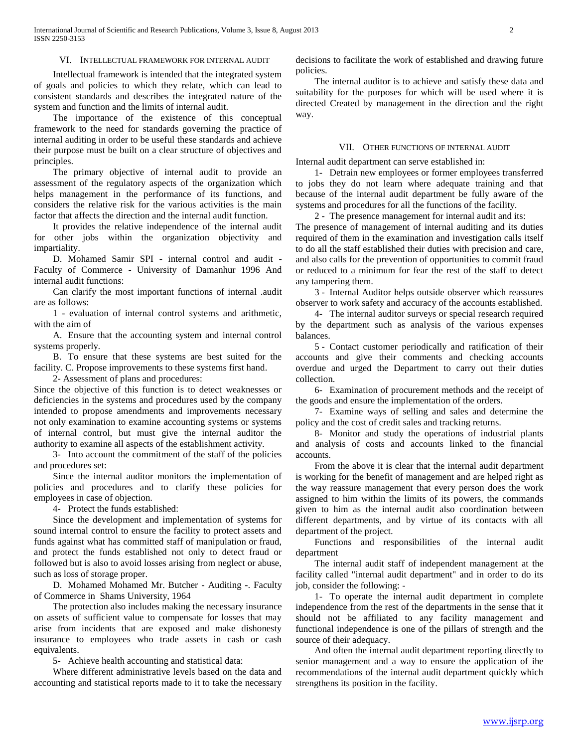## VI. INTELLECTUAL FRAMEWORK FOR INTERNAL AUDIT

Intellectual framework is intended that the integrated system of goals and policies to which they relate, which can lead to consistent standards and describes the integrated nature of the system and function and the limits of internal audit.

The importance of the existence of this conceptual framework to the need for standards governing the practice of internal auditing in order to be useful these standards and achieve their purpose must be built on a clear structure of objectives and principles.

The primary objective of internal audit to provide an assessment of the regulatory aspects of the organization which helps management in the performance of its functions, and considers the relative risk for the various activities is the main factor that affects the direction and the internal audit function.

It provides the relative independence of the internal audit for other jobs within the organization objectivity and impartiality.

D. Mohamed Samir SPI - internal control and audit - Faculty of Commerce - University of Damanhur 1996 And internal audit functions:

Can clarify the most important functions of internal .audit are as follows:

1 - evaluation of internal control systems and arithmetic, with the aim of

A. Ensure that the accounting system and internal control systems properly.

B. To ensure that these systems are best suited for the facility. C. Propose improvements to these systems first hand.

2- Assessment of plans and procedures:

Since the objective of this function is to detect weaknesses or deficiencies in the systems and procedures used by the company intended to propose amendments and improvements necessary not only examination to examine accounting systems or systems of internal control, but must give the internal auditor the authority to examine all aspects of the establishment activity.

3- Into account the commitment of the staff of the policies and procedures set:

Since the internal auditor monitors the implementation of policies and procedures and to clarify these policies for employees in case of objection.

4- Protect the funds established:

Since the development and implementation of systems for sound internal control to ensure the facility to protect assets and funds against what has committed staff of manipulation or fraud, and protect the funds established not only to detect fraud or followed but is also to avoid losses arising from neglect or abuse, such as loss of storage proper.

D. Mohamed Mohamed Mr. Butcher - Auditing -. Faculty of Commerce in Shams University, 1964

The protection also includes making the necessary insurance on assets of sufficient value to compensate for losses that may arise from incidents that are exposed and make dishonesty insurance to employees who trade assets in cash or cash equivalents.

5- Achieve health accounting and statistical data:

Where different administrative levels based on the data and accounting and statistical reports made to it to take the necessary decisions to facilitate the work of established and drawing future policies.

The internal auditor is to achieve and satisfy these data and suitability for the purposes for which will be used where it is directed Created by management in the direction and the right way.

## VII. OTHER FUNCTIONS OF INTERNAL AUDIT

Internal audit department can serve established in:

1- Detrain new employees or former employees transferred to jobs they do not learn where adequate training and that because of the internal audit department be fully aware of the systems and procedures for all the functions of the facility.

2 - The presence management for internal audit and its:

The presence of management of internal auditing and its duties required of them in the examination and investigation calls itself to do all the staff established their duties with precision and care, and also calls for the prevention of opportunities to commit fraud or reduced to a minimum for fear the rest of the staff to detect any tampering them.

3 - Internal Auditor helps outside observer which reassures observer to work safety and accuracy of the accounts established.

4- The internal auditor surveys or special research required by the department such as analysis of the various expenses balances.

5 - Contact customer periodically and ratification of their accounts and give their comments and checking accounts overdue and urged the Department to carry out their duties collection.

6- Examination of procurement methods and the receipt of the goods and ensure the implementation of the orders.

7- Examine ways of selling and sales and determine the policy and the cost of credit sales and tracking returns.

8- Monitor and study the operations of industrial plants and analysis of costs and accounts linked to the financial accounts.

From the above it is clear that the internal audit department is working for the benefit of management and are helped right as the way reassure management that every person does the work assigned to him within the limits of its powers, the commands given to him as the internal audit also coordination between different departments, and by virtue of its contacts with all department of the project.

Functions and responsibilities of the internal audit department

The internal audit staff of independent management at the facility called "internal audit department" and in order to do its job, consider the following: -

1- To operate the internal audit department in complete independence from the rest of the departments in the sense that it should not be affiliated to any facility management and functional independence is one of the pillars of strength and the source of their adequacy.

And often the internal audit department reporting directly to senior management and a way to ensure the application of ihe recommendations of the internal audit department quickly which strengthens its position in the facility.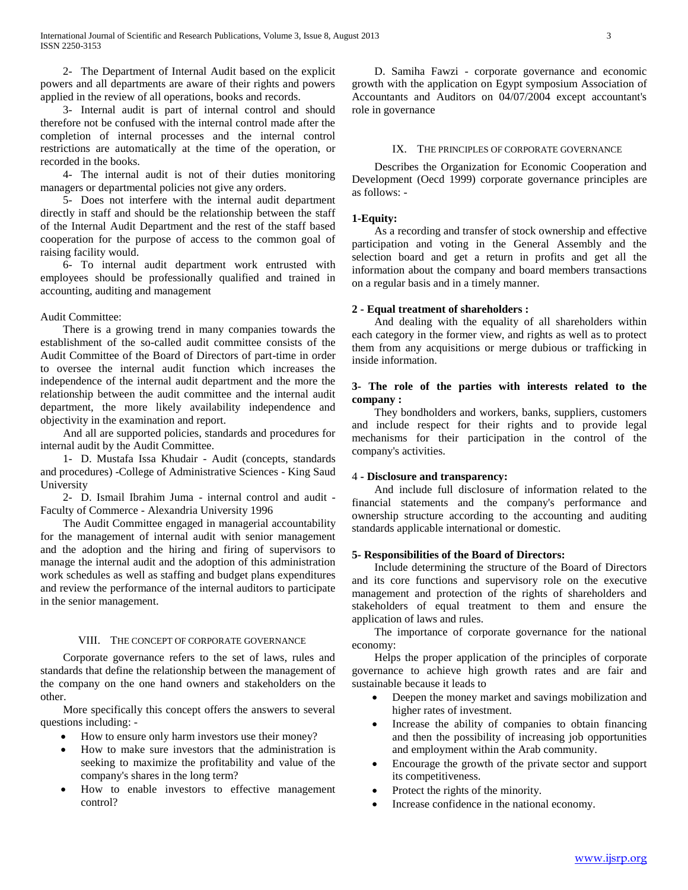2- The Department of Internal Audit based on the explicit powers and all departments are aware of their rights and powers applied in the review of all operations, books and records.

3- Internal audit is part of internal control and should therefore not be confused with the internal control made after the completion of internal processes and the internal control restrictions are automatically at the time of the operation, or recorded in the books.

4- The internal audit is not of their duties monitoring managers or departmental policies not give any orders.

5- Does not interfere with the internal audit department directly in staff and should be the relationship between the staff of the Internal Audit Department and the rest of the staff based cooperation for the purpose of access to the common goal of raising facility would.

6- To internal audit department work entrusted with employees should be professionally qualified and trained in accounting, auditing and management

Audit Committee:

There is a growing trend in many companies towards the establishment of the so-called audit committee consists of the Audit Committee of the Board of Directors of part-time in order to oversee the internal audit function which increases the independence of the internal audit department and the more the relationship between the audit committee and the internal audit department, the more likely availability independence and objectivity in the examination and report.

And all are supported policies, standards and procedures for internal audit by the Audit Committee.

1- D. Mustafa Issa Khudair - Audit (concepts, standards and procedures) -College of Administrative Sciences - King Saud University

2- D. Ismail Ibrahim Juma - internal control and audit - Faculty of Commerce - Alexandria University 1996

The Audit Committee engaged in managerial accountability for the management of internal audit with senior management and the adoption and the hiring and firing of supervisors to manage the internal audit and the adoption of this administration work schedules as well as staffing and budget plans expenditures and review the performance of the internal auditors to participate in the senior management.

## VIII. The Concept of Corporate Governance

Corporate governance refers to the set of laws, rules and standards that define the relationship between the management of the company on the one hand owners and stakeholders on the other.

More specifically this concept offers the answers to several questions including: -

- How to ensure only harm investors use their money?
- How to make sure investors that the administration is seeking to maximize the profitability and value of the company's shares in the long term?
- How to enable investors to effective management control?

D. Samiha Fawzi - corporate governance and economic growth with the application on Egypt symposium Association of Accountants and Auditors on 04/07/2004 except accountant's role in governance

## IX. The Principles of Corporate Governance

Describes the Organization for Economic Cooperation and Development (Oecd 1999) corporate governance principles are as follows: -

**1-Equity:**

As a recording and transfer of stock ownership and effective participation and voting in the General Assembly and the selection board and get a return in profits and get all the information about the company and board members transactions on a regular basis and in a timely manner.

**2 - Equal treatment of shareholders :**

And dealing with the equality of all shareholders within each category in the former view, and rights as well as to protect them from any acquisitions or merge dubious or trafficking in inside information.

**3- The role of the parties with interests related to the company :**

They bondholders and workers, banks, suppliers, customers and include respect for their rights and to provide legal mechanisms for their participation in the control of the company's activities.

**4 - Disclosure and transparency:**

And include full disclosure of information related to the financial statements and the company's performance and ownership structure according to the accounting and auditing standards applicable international or domestic.

**5- Responsibilities of the Board of Directors:**

Include determining the structure of the Board of Directors and its core functions and supervisory role on the executive management and protection of the rights of shareholders and stakeholders of equal treatment to them and ensure the application of laws and rules.

The importance of corporate governance for the national economy:

Helps the proper application of the principles of corporate governance to achieve high growth rates and are fair and sustainable because it leads to

- Deepen the money market and savings mobilization and higher rates of investment.
- Increase the ability of companies to obtain financing and then the possibility of increasing job opportunities and employment within the Arab community.
- Encourage the growth of the private sector and support its competitiveness.
- Protect the rights of the minority.
- Increase confidence in the national economy.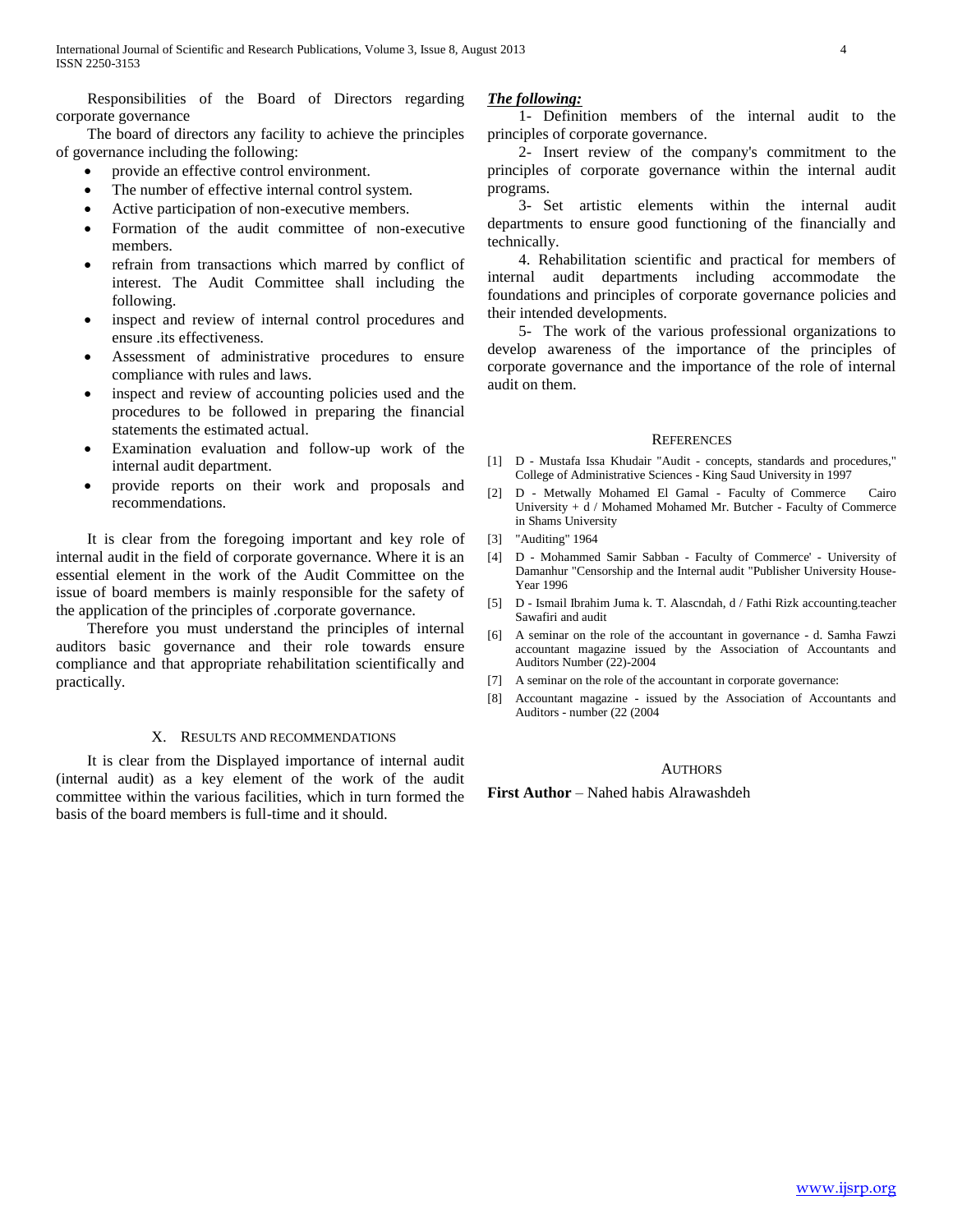Responsibilities of the Board of Directors regarding corporate governance

The board of directors any facility to achieve the principles of governance including the following:

- provide an effective control environment.
- The number of effective internal control system.
- Active participation of non-executive members.
- Formation of the audit committee of non-executive members.
- refrain from transactions which marred by conflict of interest. The Audit Committee shall including the following.
- inspect and review of internal control procedures and ensure .its effectiveness.
- Assessment of administrative procedures to ensure compliance with rules and laws.
- inspect and review of accounting policies used and the procedures to be followed in preparing the financial statements the estimated actual.
- Examination evaluation and follow-up work of the internal audit department.
- provide reports on their work and proposals and recommendations.

It is clear from the foregoing important and key role of internal audit in the field of corporate governance. Where it is an essential element in the work of the Audit Committee on the issue of board members is mainly responsible for the safety of the application of the principles of .corporate governance.

Therefore you must understand the principles of internal auditors basic governance and their role towards ensure compliance and that appropriate rehabilitation scientifically and practically.

## X. Results and Recommendations

It is clear from the Displayed importance of internal audit (internal audit) as a key element of the work of the audit committee within the various facilities, which in turn formed the basis of the board members is full-time and it should.

***The following:***

1- Definition members of the internal audit to the principles of corporate governance.

2- Insert review of the company's commitment to the principles of corporate governance within the internal audit programs.

3- Set artistic elements within the internal audit departments to ensure good functioning of the financially and technically.

4. Rehabilitation scientific and practical for members of internal audit departments including accommodate the foundations and principles of corporate governance policies and their intended developments.

5- The work of the various professional organizations to develop awareness of the importance of the principles of corporate governance and the importance of the role of internal audit on them.

## References

[1] D - Mustafa Issa Khudair "Audit - concepts, standards and procedures," College of Administrative Sciences - King Saud University in 1997

[2] D - Metwally Mohamed El Gamal - Faculty of Commerce Cairo University + d / Mohamed Mohamed Mr. Butcher - Faculty of Commerce in Shams University

[3] "Auditing" 1964

[4] D - Mohammed Samir Sabban - Faculty of Commerce' - University of Damanhur "Censorship and the Internal audit "Publisher University House- Year 1996

[5] D - Ismail Ibrahim Juma k. T. Alascndah, d / Fathi Rizk accounting.teacher Sawafiri and audit

[6] A seminar on the role of the accountant in governance - d. Samha Fawzi accountant magazine issued by the Association of Accountants and Auditors Number (22)-2004

[7] A seminar on the role of the accountant in corporate governance:

[8] Accountant magazine - issued by the Association of Accountants and Auditors - number (22 (2004

## Authors

**First Author** – Nahed habis Alrawashdeh